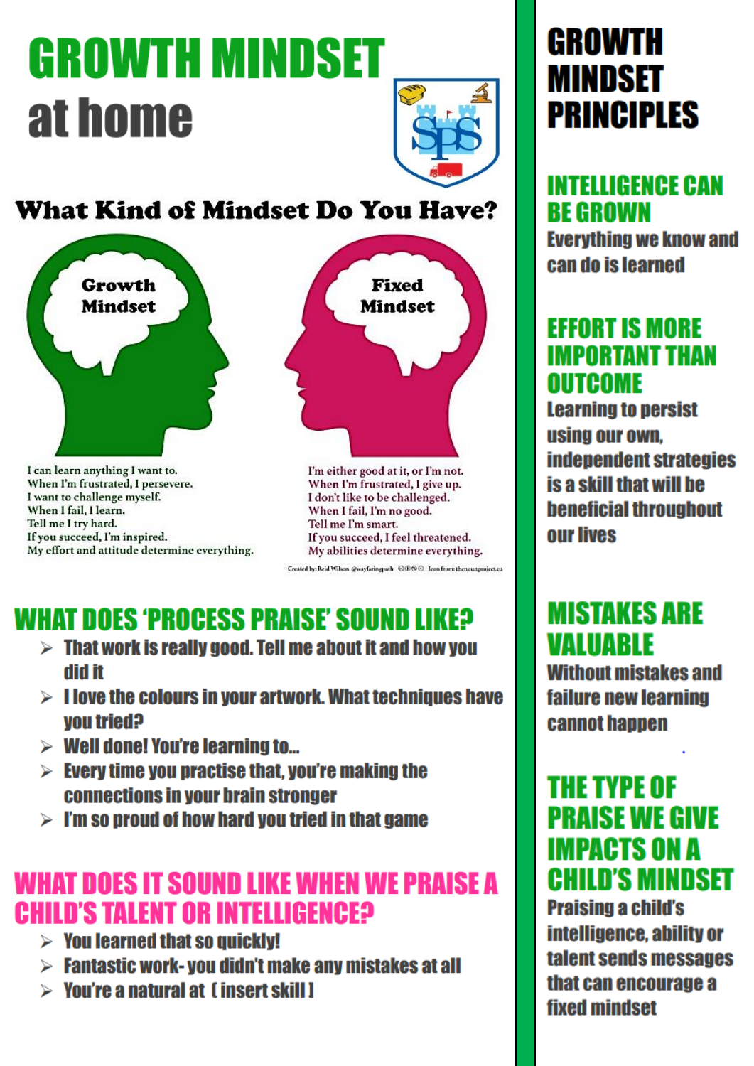# GROWTH MINDSET at home

## What Kind of Mindset Do You Have?

**Growth Mindset**

I can learn anything I want to.
When I'm frustrated, I persevere.
I want to challenge myself.
When I fail, I learn.
Tell me I try hard.
If you succeed, I'm inspired.
My effort and attitude determine everything.

**Fixed Mindset**

I'm either good at it, or I'm not.
When I'm frustrated, I give up.
I don't like to be challenged.
When I fail, I'm no good.
Tell me I'm smart.
If you succeed, I feel threatened.
My abilities determine everything.

Created by: Reid Wilson @wayfaringpath Icon from: thenounproject.co

## WHAT DOES 'PROCESS PRAISE' SOUND LIKE?

- That work is really good. Tell me about it and how you did it
- I love the colours in your artwork. What techniques have you tried?
- Well done! You're learning to...
- Every time you practise that, you're making the connections in your brain stronger
- I'm so proud of how hard you tried in that game

## WHAT DOES IT SOUND LIKE WHEN WE PRAISE A CHILD'S TALENT OR INTELLIGENCE?

- You learned that so quickly!
- Fantastic work- you didn't make any mistakes at all
- You're a natural at [insert skill]

# GROWTH MINDSET PRINCIPLES

## INTELLIGENCE CAN BE GROWN

Everything we know and can do is learned

## EFFORT IS MORE IMPORTANT THAN OUTCOME

Learning to persist using our own, independent strategies is a skill that will be beneficial throughout our lives

## MISTAKES ARE VALUABLE

Without mistakes and failure new learning cannot happen

## THE TYPE OF PRAISE WE GIVE IMPACTS ON A CHILD'S MINDSET

Praising a child's intelligence, ability or talent sends messages that can encourage a fixed mindset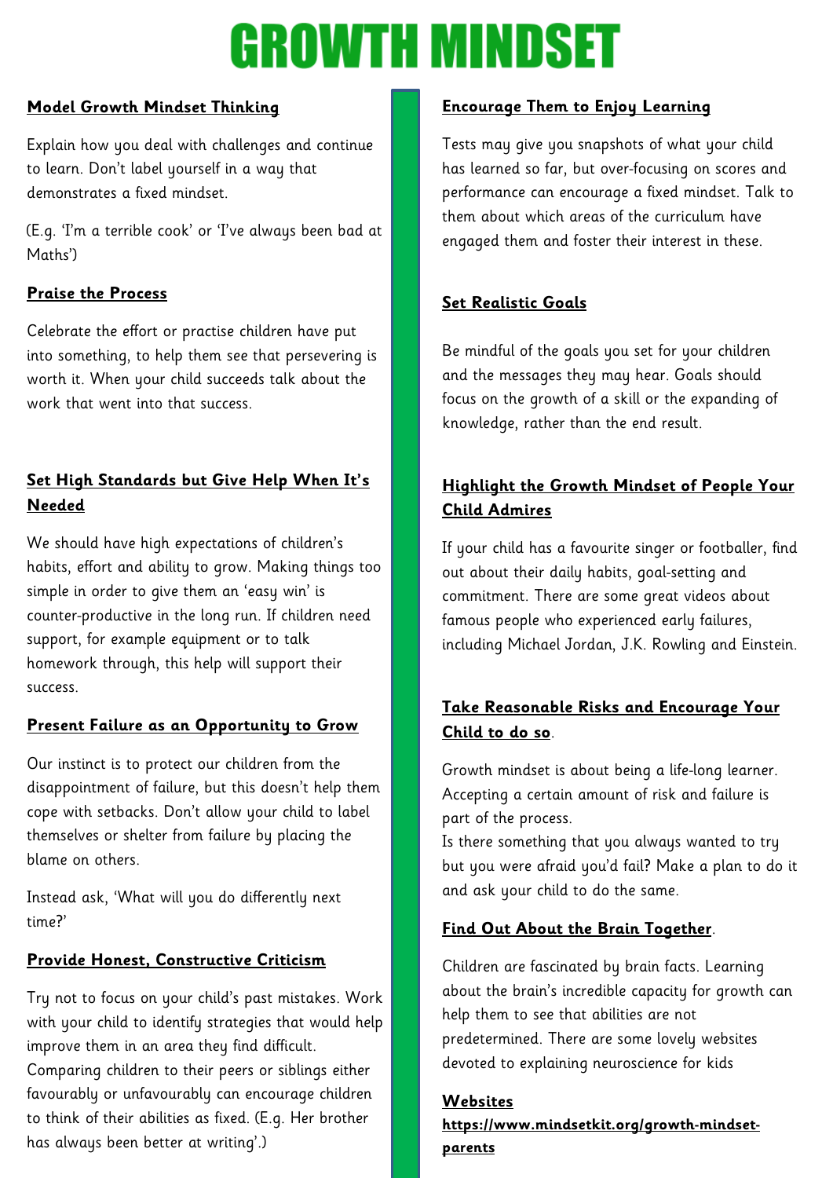# GROWTH MINDSET

**Model Growth Mindset Thinking**

Explain how you deal with challenges and continue to learn. Don't label yourself in a way that demonstrates a fixed mindset.

(E.g. 'I'm a terrible cook' or 'I've always been bad at Maths')

**Praise the Process**

Celebrate the effort or practise children have put into something, to help them see that persevering is worth it. When your child succeeds talk about the work that went into that success.

**Set High Standards but Give Help When It's Needed**

We should have high expectations of children's habits, effort and ability to grow. Making things too simple in order to give them an 'easy win' is counter-productive in the long run. If children need support, for example equipment or to talk homework through, this help will support their success.

**Present Failure as an Opportunity to Grow**

Our instinct is to protect our children from the disappointment of failure, but this doesn't help them cope with setbacks. Don't allow your child to label themselves or shelter from failure by placing the blame on others.

Instead ask, 'What will you do differently next time?'

**Provide Honest, Constructive Criticism**

Try not to focus on your child's past mistakes. Work with your child to identify strategies that would help improve them in an area they find difficult. Comparing children to their peers or siblings either favourably or unfavourably can encourage children to think of their abilities as fixed. (E.g. Her brother has always been better at writing'.)

**Encourage Them to Enjoy Learning**

Tests may give you snapshots of what your child has learned so far, but over-focusing on scores and performance can encourage a fixed mindset. Talk to them about which areas of the curriculum have engaged them and foster their interest in these.

**Set Realistic Goals**

Be mindful of the goals you set for your children and the messages they may hear. Goals should focus on the growth of a skill or the expanding of knowledge, rather than the end result.

**Highlight the Growth Mindset of People Your Child Admires**

If your child has a favourite singer or footballer, find out about their daily habits, goal-setting and commitment. There are some great videos about famous people who experienced early failures, including Michael Jordan, J.K. Rowling and Einstein.

**Take Reasonable Risks and Encourage Your Child to do so**.

Growth mindset is about being a life-long learner. Accepting a certain amount of risk and failure is part of the process.

Is there something that you always wanted to try but you were afraid you'd fail? Make a plan to do it and ask your child to do the same.

**Find Out About the Brain Together**.

Children are fascinated by brain facts. Learning about the brain's incredible capacity for growth can help them to see that abilities are not predetermined. There are some lovely websites devoted to explaining neuroscience for kids

**Websites**

**https://www.mindsetkit.org/growth-mindset-parents**